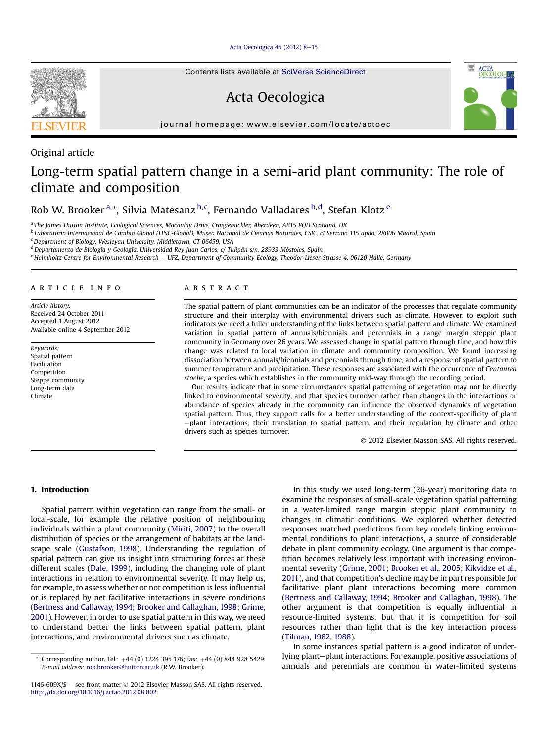Original article

# Long-term spatial pattern change in a semi-arid plant community: The role of climate and composition

Rob W. Brooker [a,*], Silvia Matesanz [b,c], Fernando Valladares [b,d], Stefan Klotz [e]

[a] The James Hutton Institute, Ecological Sciences, Macaulay Drive, Craigiebuckler, Aberdeen, AB15 8QH Scotland, UK
[b] Laboratorio Internacional de Cambio Global (LINC-Global), Museo Nacional de Ciencias Naturales, CSIC, c/ Serrano 115 dpdo, 28006 Madrid, Spain
[c] Department of Biology, Wesleyan University, Middletown, CT 06459, USA
[d] Departamento de Biología y Geología, Universidad Rey Juan Carlos, c/ Tulipán s/n, 28933 Móstoles, Spain
[e] Helmholtz Centre for Environmental Research — UFZ, Department of Community Ecology, Theodor-Lieser-Strasse 4, 06120 Halle, Germany

## ARTICLE INFO

*Article history:*
Received 24 October 2011
Accepted 1 August 2012
Available online 4 September 2012

*Keywords:*
Spatial pattern
Facilitation
Competition
Steppe community
Long-term data
Climate

## ABSTRACT

The spatial pattern of plant communities can be an indicator of the processes that regulate community structure and their interplay with environmental drivers such as climate. However, to exploit such indicators we need a fuller understanding of the links between spatial pattern and climate. We examined variation in spatial pattern of annuals/biennials and perennials in a range margin steppic plant community in Germany over 26 years. We assessed change in spatial pattern through time, and how this change was related to local variation in climate and community composition. We found increasing dissociation between annuals/biennials and perennials through time, and a response of spatial pattern to summer temperature and precipitation. These responses are associated with the occurrence of *Centaurea stoebe*, a species which establishes in the community mid-way through the recording period.

Our results indicate that in some circumstances spatial patterning of vegetation may not be directly linked to environmental severity, and that species turnover rather than changes in the interactions or abundance of species already in the community can influence the observed dynamics of vegetation spatial pattern. Thus, they support calls for a better understanding of the context-specificity of plant—plant interactions, their translation to spatial pattern, and their regulation by climate and other drivers such as species turnover.

© 2012 Elsevier Masson SAS. All rights reserved.

## 1. Introduction

Spatial pattern within vegetation can range from the small- or local-scale, for example the relative position of neighbouring individuals within a plant community (Miriti, 2007) to the overall distribution of species or the arrangement of habitats at the landscape scale (Gustafson, 1998). Understanding the regulation of spatial pattern can give us insight into structuring forces at these different scales (Dale, 1999), including the changing role of plant interactions in relation to environmental severity. It may help us, for example, to assess whether or not competition is less influential or is replaced by net facilitative interactions in severe conditions (Bertness and Callaway, 1994; Brooker and Callaghan, 1998; Grime, 2001). However, in order to use spatial pattern in this way, we need to understand better the links between spatial pattern, plant interactions, and environmental drivers such as climate.

In this study we used long-term (26-year) monitoring data to examine the responses of small-scale vegetation spatial patterning in a water-limited range margin steppic plant community to changes in climatic conditions. We explored whether detected responses matched predictions from key models linking environmental conditions to plant interactions, a source of considerable debate in plant community ecology. One argument is that competition becomes relatively less important with increasing environmental severity (Grime, 2001; Brooker et al., 2005; Kikvidze et al., 2011), and that competition's decline may be in part responsible for facilitative plant—plant interactions becoming more common (Bertness and Callaway, 1994; Brooker and Callaghan, 1998). The other argument is that competition is equally influential in resource-limited systems, but that it is competition for soil resources rather than light that is the key interaction process (Tilman, 1982, 1988).

In some instances spatial pattern is a good indicator of underlying plant—plant interactions. For example, positive associations of annuals and perennials are common in water-limited systems

\* Corresponding author. Tel.: +44 (0) 1224 395 176; fax: +44 (0) 844 928 5429.
*E-mail address:* rob.brooker@hutton.ac.uk (R.W. Brooker).

1146-609X/$ — see front matter © 2012 Elsevier Masson SAS. All rights reserved.
http://dx.doi.org/10.1016/j.actao.2012.08.002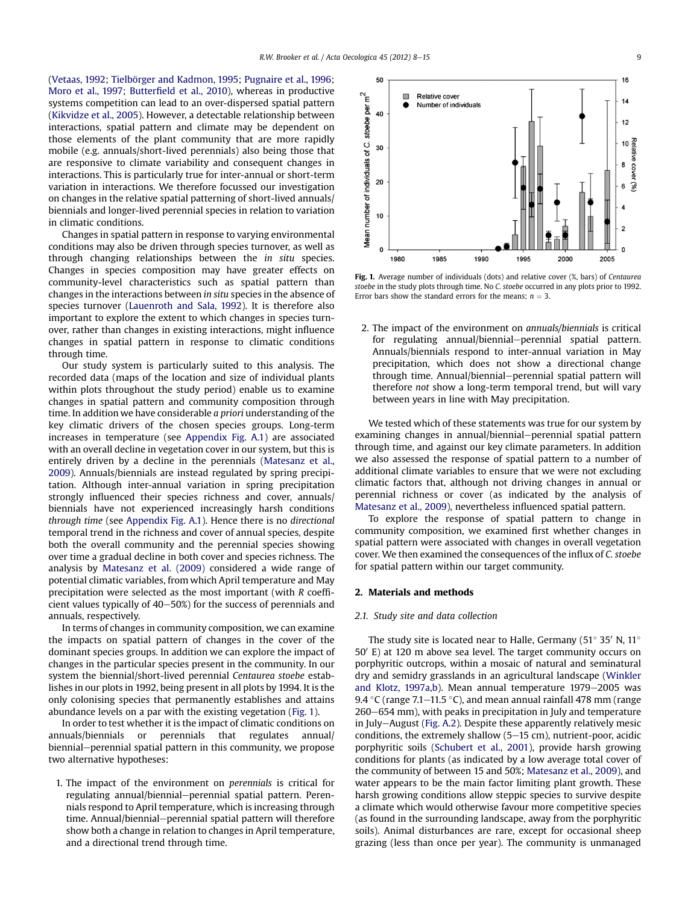(Vetaas, 1992; Tielbörger and Kadmon, 1995; Pugnaire et al., 1996; Moro et al., 1997; Butterfield et al., 2010), whereas in productive systems competition can lead to an over-dispersed spatial pattern (Kikvidze et al., 2005). However, a detectable relationship between interactions, spatial pattern and climate may be dependent on those elements of the plant community that are more rapidly mobile (e.g. annuals/short-lived perennials) also being those that are responsive to climate variability and consequent changes in interactions. This is particularly true for inter-annual or short-term variation in interactions. We therefore focussed our investigation on changes in the relative spatial patterning of short-lived annuals/biennials and longer-lived perennial species in relation to variation in climatic conditions.

Changes in spatial pattern in response to varying environmental conditions may also be driven through species turnover, as well as through changing relationships between the *in situ* species. Changes in species composition may have greater effects on community-level characteristics such as spatial pattern than changes in the interactions between *in situ* species in the absence of species turnover (Lauenroth and Sala, 1992). It is therefore also important to explore the extent to which changes in species turnover, rather than changes in existing interactions, might influence changes in spatial pattern in response to climatic conditions through time.

Our study system is particularly suited to this analysis. The recorded data (maps of the location and size of individual plants within plots throughout the study period) enable us to examine changes in spatial pattern and community composition through time. In addition we have considerable *a priori* understanding of the key climatic drivers of the chosen species groups. Long-term increases in temperature (see Appendix Fig. A.1) are associated with an overall decline in vegetation cover in our system, but this is entirely driven by a decline in the perennials (Matesanz et al., 2009). Annuals/biennials are instead regulated by spring precipitation. Although inter-annual variation in spring precipitation strongly influenced their species richness and cover, annuals/biennials have not experienced increasingly harsh conditions *through time* (see Appendix Fig. A.1). Hence there is no *directional* temporal trend in the richness and cover of annual species, despite both the overall community and the perennial species showing over time a gradual decline in both cover and species richness. The analysis by Matesanz et al. (2009) considered a wide range of potential climatic variables, from which April temperature and May precipitation were selected as the most important (with *R* coefficient values typically of 40–50%) for the success of perennials and annuals, respectively.

In terms of changes in community composition, we can examine the impacts on spatial pattern of changes in the cover of the dominant species groups. In addition we can explore the impact of changes in the particular species present in the community. In our system the biennial/short-lived perennial *Centaurea stoebe* establishes in our plots in 1992, being present in all plots by 1994. It is the only colonising species that permanently establishes and attains abundance levels on a par with the existing vegetation (Fig. 1).

In order to test whether it is the impact of climatic conditions on annuals/biennials or perennials that regulates annual/biennial–perennial spatial pattern in this community, we propose two alternative hypotheses:

1. The impact of the environment on *perennials* is critical for regulating annual/biennial–perennial spatial pattern. Perennials respond to April temperature, which is increasing through time. Annual/biennial–perennial spatial pattern will therefore show both a change in relation to changes in April temperature, and a directional trend through time.

**Fig. 1.** Average number of individuals (dots) and relative cover (%, bars) of *Centaurea stoebe* in the study plots through time. No *C. stoebe* occurred in any plots prior to 1992. Error bars show the standard errors for the means; $n = 3$.

2. The impact of the environment on *annuals/biennials* is critical for regulating annual/biennial–perennial spatial pattern. Annuals/biennials respond to inter-annual variation in May precipitation, which does not show a directional change through time. Annual/biennial–perennial spatial pattern will therefore *not* show a long-term temporal trend, but will vary between years in line with May precipitation.

We tested which of these statements was true for our system by examining changes in annual/biennial–perennial spatial pattern through time, and against our key climate parameters. In addition we also assessed the response of spatial pattern to a number of additional climate variables to ensure that we were not excluding climatic factors that, although not driving changes in annual or perennial richness or cover (as indicated by the analysis of Matesanz et al., 2009), nevertheless influenced spatial pattern.

To explore the response of spatial pattern to change in community composition, we examined first whether changes in spatial pattern were associated with changes in overall vegetation cover. We then examined the consequences of the influx of *C. stoebe* for spatial pattern within our target community.

## 2. Materials and methods

### 2.1. Study site and data collection

The study site is located near to Halle, Germany (51° 35′ N, 11° 50′ E) at 120 m above sea level. The target community occurs on porphyritic outcrops, within a mosaic of natural and seminatural dry and semidry grasslands in an agricultural landscape (Winkler and Klotz, 1997a,b). Mean annual temperature 1979–2005 was 9.4 °C (range 7.1–11.5 °C), and mean annual rainfall 478 mm (range 260–654 mm), with peaks in precipitation in July and temperature in July–August (Fig. A.2). Despite these apparently relatively mesic conditions, the extremely shallow (5–15 cm), nutrient-poor, acidic porphyritic soils (Schubert et al., 2001), provide harsh growing conditions for plants (as indicated by a low average total cover of the community of between 15 and 50%; Matesanz et al., 2009), and water appears to be the main factor limiting plant growth. These harsh growing conditions allow steppic species to survive despite a climate which would otherwise favour more competitive species (as found in the surrounding landscape, away from the porphyritic soils). Animal disturbances are rare, except for occasional sheep grazing (less than once per year). The community is unmanaged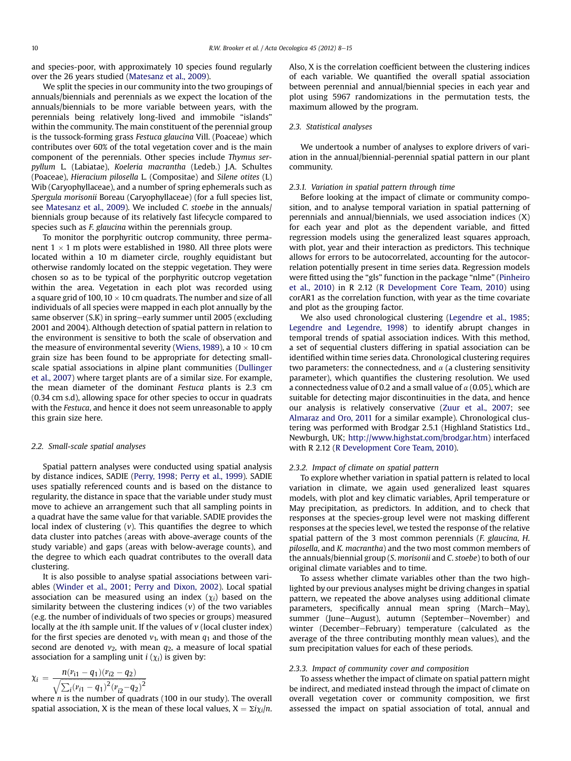and species-poor, with approximately 10 species found regularly over the 26 years studied (Matesanz et al., 2009).

We split the species in our community into the two groupings of annuals/biennials and perennials as we expect the location of the annuals/biennials to be more variable between years, with the perennials being relatively long-lived and immobile "islands" within the community. The main constituent of the perennial group is the tussock-forming grass *Festuca glaucina* Vill. (Poaceae) which contributes over 60% of the total vegetation cover and is the main component of the perennials. Other species include *Thymus serpyllum* L. (Labiatae), *Koeleria macrantha* (Ledeb.) J.A. Schultes (Poaceae), *Hieracium pilosella* L. (Compositae) and *Silene otites* (L) Wib (Caryophyllaceae), and a number of spring ephemerals such as *Spergula morisonii* Boreau (Caryophyllaceae) (for a full species list, see Matesanz et al., 2009). We included *C. stoebe* in the annuals/biennials group because of its relatively fast lifecycle compared to species such as *F. glaucina* within the perennials group.

To monitor the porphyritic outcrop community, three permanent 1 × 1 m plots were established in 1980. All three plots were located within a 10 m diameter circle, roughly equidistant but otherwise randomly located on the steppic vegetation. They were chosen so as to be typical of the porphyritic outcrop vegetation within the area. Vegetation in each plot was recorded using a square grid of 100, 10 × 10 cm quadrats. The number and size of all individuals of all species were mapped in each plot annually by the same observer (S.K) in spring–early summer until 2005 (excluding 2001 and 2004). Although detection of spatial pattern in relation to the environment is sensitive to both the scale of observation and the measure of environmental severity (Wiens, 1989), a 10 × 10 cm grain size has been found to be appropriate for detecting small-scale spatial associations in alpine plant communities (Dullinger et al., 2007) where target plants are of a similar size. For example, the mean diameter of the dominant *Festuca* plants is 2.3 cm (0.34 cm s.d), allowing space for other species to occur in quadrats with the *Festuca*, and hence it does not seem unreasonable to apply this grain size here.

### 2.2. Small-scale spatial analyses

Spatial pattern analyses were conducted using spatial analysis by distance indices, SADIE (Perry, 1998; Perry et al., 1999). SADIE uses spatially referenced counts and is based on the distance to regularity, the distance in space that the variable under study must move to achieve an arrangement such that all sampling points in a quadrat have the same value for that variable. SADIE provides the local index of clustering ($v$). This quantifies the degree to which data cluster into patches (areas with above-average counts of the study variable) and gaps (areas with below-average counts), and the degree to which each quadrat contributes to the overall data clustering.

It is also possible to analyse spatial associations between variables (Winder et al., 2001; Perry and Dixon, 2002). Local spatial association can be measured using an index ($\chi_i$) based on the similarity between the clustering indices ($v$) of the two variables (e.g. the number of individuals of two species or groups) measured locally at the $i$th sample unit. If the values of $v$ (local cluster index) for the first species are denoted $v_1$, with mean $q_1$ and those of the second are denoted $v_2$, with mean $q_2$, a measure of local spatial association for a sampling unit $i$ ($\chi_i$) is given by:

$$\chi_i = \frac{n(v_{i1} - q_1)(v_{i2} - q_2)}{\sqrt{\sum_i (v_{i1} - q_1)^2 (v_{i2} - q_2)^2}}$$

where $n$ is the number of quadrats (100 in our study). The overall spatial association, X is the mean of these local values, $X = \Sigma i \chi_i / n$. Also, X is the correlation coefficient between the clustering indices of each variable. We quantified the overall spatial association between perennial and annual/biennial species in each year and plot using 5967 randomizations in the permutation tests, the maximum allowed by the program.

### 2.3. Statistical analyses

We undertook a number of analyses to explore drivers of variation in the annual/biennial-perennial spatial pattern in our plant community.

#### 2.3.1. Variation in spatial pattern through time

Before looking at the impact of climate or community composition, and to analyse temporal variation in spatial patterning of perennials and annual/biennials, we used association indices (X) for each year and plot as the dependent variable, and fitted regression models using the generalized least squares approach, with plot, year and their interaction as predictors. This technique allows for errors to be autocorrelated, accounting for the autocorrelation potentially present in time series data. Regression models were fitted using the "gls" function in the package "nlme" (Pinheiro et al., 2010) in R 2.12 (R Development Core Team, 2010) using corAR1 as the correlation function, with year as the time covariate and plot as the grouping factor.

We also used chronological clustering (Legendre et al., 1985; Legendre and Legendre, 1998) to identify abrupt changes in temporal trends of spatial association indices. With this method, a set of sequential clusters differing in spatial association can be identified within time series data. Chronological clustering requires two parameters: the connectedness, and $\alpha$ (a clustering sensitivity parameter), which quantifies the clustering resolution. We used a connectedness value of 0.2 and a small value of $\alpha$ (0.05), which are suitable for detecting major discontinuities in the data, and hence our analysis is relatively conservative (Zuur et al., 2007; see Almaraz and Oro, 2011 for a similar example). Chronological clustering was performed with Brodgar 2.5.1 (Highland Statistics Ltd., Newburgh, UK; http://www.highstat.com/brodgar.htm) interfaced with R 2.12 (R Development Core Team, 2010).

#### 2.3.2. Impact of climate on spatial pattern

To explore whether variation in spatial pattern is related to local variation in climate, we again used generalized least squares models, with plot and key climatic variables, April temperature or May precipitation, as predictors. In addition, and to check that responses at the species-group level were not masking different responses at the species level, we tested the response of the relative spatial pattern of the 3 most common perennials (*F. glaucina*, *H. pilosella*, and *K. macrantha*) and the two most common members of the annuals/biennial group (*S. morisonii* and *C. stoebe*) to both of our original climate variables and to time.

To assess whether climate variables other than the two highlighted by our previous analyses might be driving changes in spatial pattern, we repeated the above analyses using additional climate parameters, specifically annual mean spring (March–May), summer (June–August), autumn (September–November) and winter (December–February) temperature (calculated as the average of the three contributing monthly mean values), and the sum precipitation values for each of these periods.

#### 2.3.3. Impact of community cover and composition

To assess whether the impact of climate on spatial pattern might be indirect, and mediated instead through the impact of climate on overall vegetation cover or community composition, we first assessed the impact on spatial association of total, annual and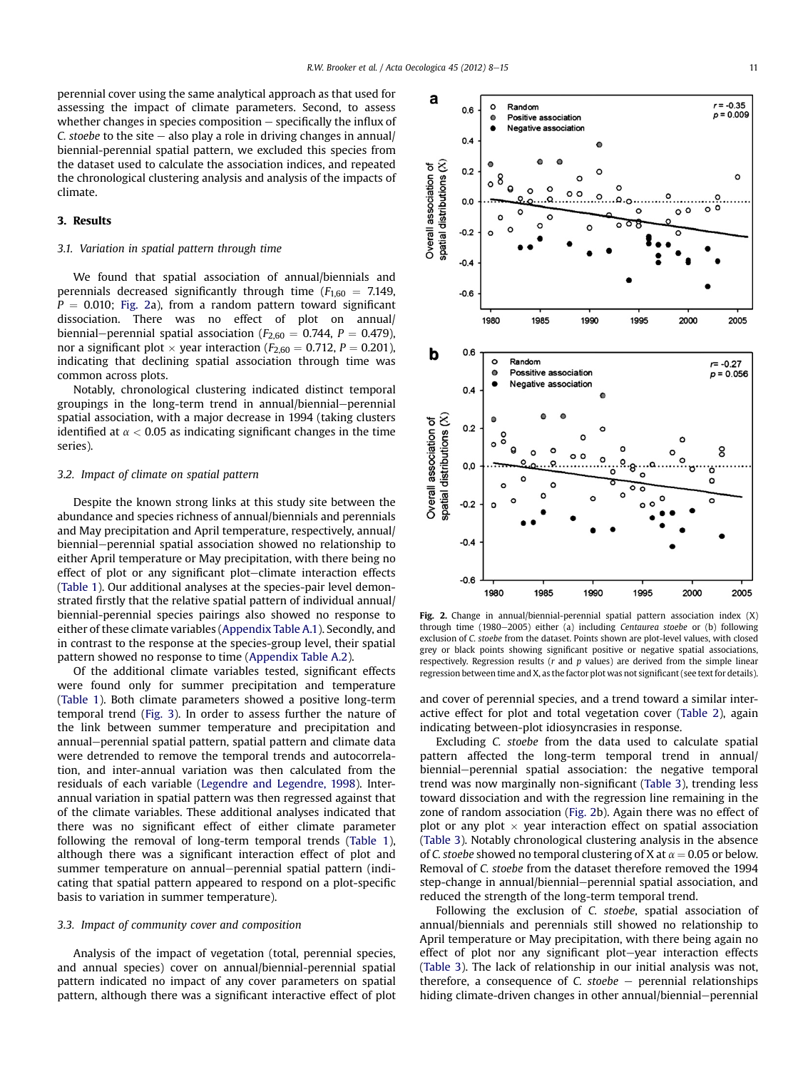perennial cover using the same analytical approach as that used for assessing the impact of climate parameters. Second, to assess whether changes in species composition – specifically the influx of *C. stoebe* to the site – also play a role in driving changes in annual/biennial-perennial spatial pattern, we excluded this species from the dataset used to calculate the association indices, and repeated the chronological clustering analysis and analysis of the impacts of climate.

## 3. Results

### 3.1. Variation in spatial pattern through time

We found that spatial association of annual/biennials and perennials decreased significantly through time ($F_{1,60} = 7.149$, $P = 0.010$; Fig. 2a), from a random pattern toward significant dissociation. There was no effect of plot on annual/biennial–perennial spatial association ($F_{2,60} = 0.744$, $P = 0.479$), nor a significant plot × year interaction ($F_{2,60} = 0.712$, $P = 0.201$), indicating that declining spatial association through time was common across plots.

Notably, chronological clustering indicated distinct temporal groupings in the long-term trend in annual/biennial–perennial spatial association, with a major decrease in 1994 (taking clusters identified at $\alpha < 0.05$ as indicating significant changes in the time series).

### 3.2. Impact of climate on spatial pattern

Despite the known strong links at this study site between the abundance and species richness of annual/biennials and perennials and May precipitation and April temperature, respectively, annual/biennial–perennial spatial association showed no relationship to either April temperature or May precipitation, with there being no effect of plot or any significant plot–climate interaction effects (Table 1). Our additional analyses at the species-pair level demonstrated firstly that the relative spatial pattern of individual annual/biennial-perennial species pairings also showed no response to either of these climate variables (Appendix Table A.1). Secondly, and in contrast to the response at the species-group level, their spatial pattern showed no response to time (Appendix Table A.2).

Of the additional climate variables tested, significant effects were found only for summer precipitation and temperature (Table 1). Both climate parameters showed a positive long-term temporal trend (Fig. 3). In order to assess further the nature of the link between summer temperature and precipitation and annual–perennial spatial pattern, spatial pattern and climate data were detrended to remove the temporal trends and autocorrelation, and inter-annual variation was then calculated from the residuals of each variable (Legendre and Legendre, 1998). Inter-annual variation in spatial pattern was then regressed against that of the climate variables. These additional analyses indicated that there was no significant effect of either climate parameter following the removal of long-term temporal trends (Table 1), although there was a significant interaction effect of plot and summer temperature on annual–perennial spatial pattern (indicating that spatial pattern appeared to respond on a plot-specific basis to variation in summer temperature).

### 3.3. Impact of community cover and composition

Analysis of the impact of vegetation (total, perennial species, and annual species) cover on annual/biennial-perennial spatial pattern indicated no impact of any cover parameters on spatial pattern, although there was a significant interactive effect of plot

**Fig. 2.** Change in annual/biennial-perennial spatial pattern association index (X) through time (1980–2005) either (a) including *Centaurea stoebe* or (b) following exclusion of *C. stoebe* from the dataset. Points shown are plot-level values, with closed grey or black points showing significant positive or negative spatial associations, respectively. Regression results ($r$ and $p$ values) are derived from the simple linear regression between time and X, as the factor plot was not significant (see text for details).

and cover of perennial species, and a trend toward a similar interactive effect for plot and total vegetation cover (Table 2), again indicating between-plot idiosyncrasies in response.

Excluding *C. stoebe* from the data used to calculate spatial pattern affected the long-term temporal trend in annual/biennial–perennial spatial association: the negative temporal trend was now marginally non-significant (Table 3), trending less toward dissociation and with the regression line remaining in the zone of random association (Fig. 2b). Again there was no effect of plot or any plot × year interaction effect on spatial association (Table 3). Notably chronological clustering analysis in the absence of *C. stoebe* showed no temporal clustering of X at $\alpha = 0.05$ or below. Removal of *C. stoebe* from the dataset therefore removed the 1994 step-change in annual/biennial–perennial spatial association, and reduced the strength of the long-term temporal trend.

Following the exclusion of *C. stoebe*, spatial association of annual/biennials and perennials still showed no relationship to April temperature or May precipitation, with there being again no effect of plot nor any significant plot–year interaction effects (Table 3). The lack of relationship in our initial analysis was not, therefore, a consequence of *C. stoebe* – perennial relationships hiding climate-driven changes in other annual/biennial–perennial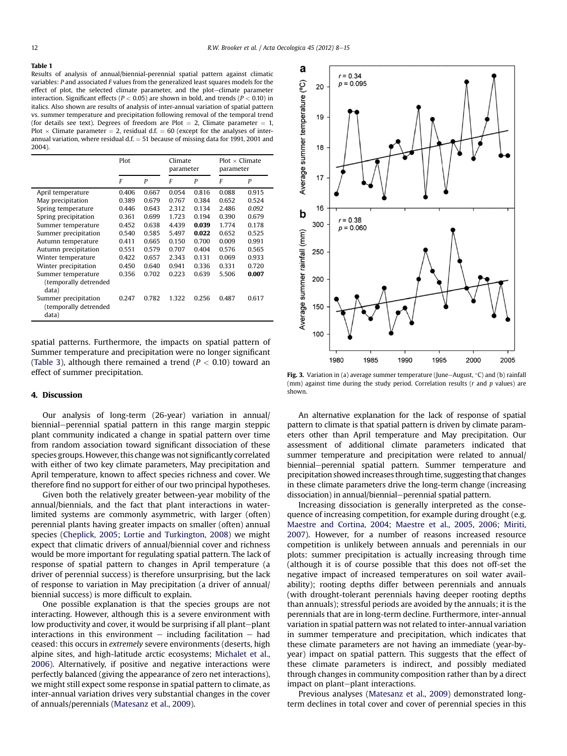**Table 1**
Results of analysis of annual/biennial-perennial spatial pattern against climatic variables: $P$ and associated $F$ values from the generalized least squares models for the effect of plot, the selected climate parameter, and the plot–climate parameter interaction. Significant effects ($P < 0.05$) are shown in bold, and trends ($P < 0.10$) in italics. Also shown are results of analysis of inter-annual variation of spatial pattern vs. summer temperature and precipitation following removal of the temporal trend (for details see text). Degrees of freedom are Plot = 2, Climate parameter = 1, Plot × Climate parameter = 2, residual d.f. = 60 (except for the analyses of inter-annual variation, where residual d.f. = 51 because of missing data for 1991, 2001 and 2004).

| | Plot | | Climate parameter | | Plot × Climate parameter | |
|---|---|---|---|---|---|---|
| | $F$ | $P$ | $F$ | $P$ | $F$ | $P$ |
| April temperature | 0.406 | 0.667 | 0.054 | 0.816 | 0.088 | 0.915 |
| May precipitation | 0.389 | 0.679 | 0.767 | 0.384 | 0.652 | 0.524 |
| Spring temperature | 0.446 | 0.643 | 2.312 | 0.134 | 2.486 | *0.092* |
| Spring precipitation | 0.361 | 0.699 | 1.723 | 0.194 | 0.390 | 0.679 |
| Summer temperature | 0.452 | 0.638 | 4.439 | **0.039** | 1.774 | 0.178 |
| Summer precipitation | 0.540 | 0.585 | 5.497 | **0.022** | 0.652 | 0.525 |
| Autumn temperature | 0.411 | 0.665 | 0.150 | 0.700 | 0.009 | 0.991 |
| Autumn precipitation | 0.551 | 0.579 | 0.707 | 0.404 | 0.576 | 0.565 |
| Winter temperature | 0.422 | 0.657 | 2.343 | 0.131 | 0.069 | 0.933 |
| Winter precipitation | 0.450 | 0.640 | 0.941 | 0.336 | 0.331 | 0.720 |
| Summer temperature (temporally detrended data) | 0.356 | 0.702 | 0.223 | 0.639 | 5.506 | **0.007** |
| Summer precipitation (temporally detrended data) | 0.247 | 0.782 | 1.322 | 0.256 | 0.487 | 0.617 |

spatial patterns. Furthermore, the impacts on spatial pattern of Summer temperature and precipitation were no longer significant (Table 3), although there remained a trend ($P < 0.10$) toward an effect of summer precipitation.

## 4. Discussion

Our analysis of long-term (26-year) variation in annual/biennial–perennial spatial pattern in this range margin steppic plant community indicated a change in spatial pattern over time from random association toward significant dissociation of these species groups. However, this change was not significantly correlated with either of two key climate parameters, May precipitation and April temperature, known to affect species richness and cover. We therefore find no support for either of our two principal hypotheses.

Given both the relatively greater between-year mobility of the annual/biennials, and the fact that plant interactions in water-limited systems are commonly asymmetric, with larger (often) perennial plants having greater impacts on smaller (often) annual species (Cheplick, 2005; Lortie and Turkington, 2008) we might expect that climatic drivers of annual/biennial cover and richness would be more important for regulating spatial pattern. The lack of response of spatial pattern to changes in April temperature (a driver of perennial success) is therefore unsurprising, but the lack of response to variation in May precipitation (a driver of annual/biennial success) is more difficult to explain.

One possible explanation is that the species groups are not interacting. However, although this is a severe environment with low productivity and cover, it would be surprising if all plant–plant interactions in this environment – including facilitation – had ceased: this occurs in *extremely* severe environments (deserts, high alpine sites, and high-latitude arctic ecosystems; Michalet et al., 2006). Alternatively, if positive and negative interactions were perfectly balanced (giving the appearance of zero net interactions), we might still expect some response in spatial pattern to climate, as inter-annual variation drives very substantial changes in the cover of annuals/perennials (Matesanz et al., 2009).

Fig. 3. Variation in (a) average summer temperature (June–August, °C) and (b) rainfall (mm) against time during the study period. Correlation results ($r$ and $p$ values) are shown.

An alternative explanation for the lack of response of spatial pattern to climate is that spatial pattern is driven by climate parameters other than April temperature and May precipitation. Our assessment of additional climate parameters indicated that summer temperature and precipitation were related to annual/biennial–perennial spatial pattern. Summer temperature and precipitation showed increases through time, suggesting that changes in these climate parameters drive the long-term change (increasing dissociation) in annual/biennial–perennial spatial pattern.

Increasing dissociation is generally interpreted as the consequence of increasing competition, for example during drought (e.g. Maestre and Cortina, 2004; Maestre et al., 2005, 2006; Miriti, 2007). However, for a number of reasons increased resource competition is unlikely between annuals and perennials in our plots: summer precipitation is actually increasing through time (although it is of course possible that this does not off-set the negative impact of increased temperatures on soil water availability); rooting depths differ between perennials and annuals (with drought-tolerant perennials having deeper rooting depths than annuals); stressful periods are avoided by the annuals; it is the perennials that are in long-term decline. Furthermore, inter-annual variation in spatial pattern was not related to inter-annual variation in summer temperature and precipitation, which indicates that these climate parameters are not having an immediate (year-by-year) impact on spatial pattern. This suggests that the effect of these climate parameters is indirect, and possibly mediated through changes in community composition rather than by a direct impact on plant–plant interactions.

Previous analyses (Matesanz et al., 2009) demonstrated long-term declines in total cover and cover of perennial species in this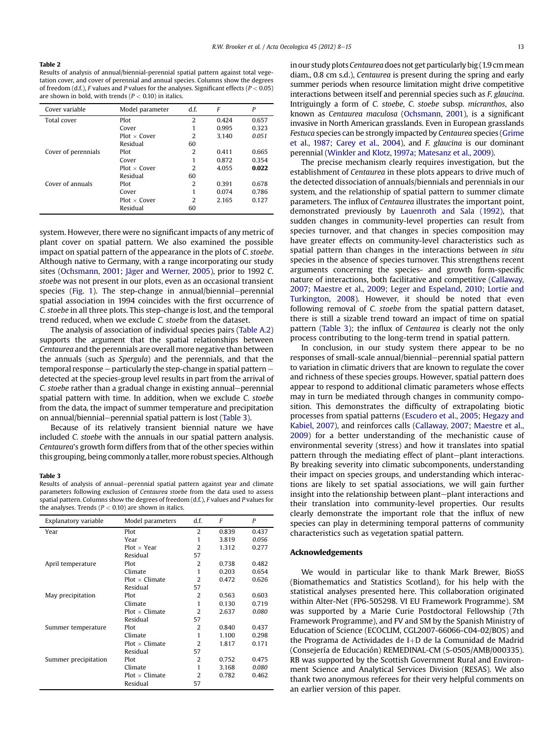**Table 2**

Results of analysis of annual/biennial-perennial spatial pattern against total vegetation cover, and cover of perennial and annual species. Columns show the degrees of freedom (d.f.), *F* values and *P* values for the analyses. Significant effects ($P < 0.05$) are shown in bold, with trends ($P < 0.10$) in italics.

| Cover variable | Model parameter | d.f. | *F* | *P* |
|---|---|---|---|---|
| Total cover | Plot | 2 | 0.424 | 0.657 |
| | Cover | 1 | 0.995 | 0.323 |
| | Plot × Cover | 2 | 3.140 | *0.051* |
| | Residual | 60 | | |
| Cover of perennials | Plot | 2 | 0.411 | 0.665 |
| | Cover | 1 | 0.872 | 0.354 |
| | Plot × Cover | 2 | 4.055 | **0.022** |
| | Residual | 60 | | |
| Cover of annuals | Plot | 2 | 0.391 | 0.678 |
| | Cover | 1 | 0.074 | 0.786 |
| | Plot × Cover | 2 | 2.165 | 0.127 |
| | Residual | 60 | | |

system. However, there were no significant impacts of any metric of plant cover on spatial pattern. We also examined the possible impact on spatial pattern of the appearance in the plots of *C. stoebe*. Although native to Germany, with a range incorporating our study sites (Ochsmann, 2001; Jäger and Werner, 2005), prior to 1992 *C. stoebe* was not present in our plots, even as an occasional transient species (Fig. 1). The step-change in annual/biennial–perennial spatial association in 1994 coincides with the first occurrence of *C. stoebe* in all three plots. This step-change is lost, and the temporal trend reduced, when we exclude *C. stoebe* from the dataset.

The analysis of association of individual species pairs (Table A.2) supports the argument that the spatial relationships between *Centaurea* and the perennials are overall more negative than between the annuals (such as *Spergula*) and the perennials, and that the temporal response – particularly the step-change in spatial pattern – detected at the species-group level results in part from the arrival of *C. stoebe* rather than a gradual change in existing annual–perennial spatial pattern with time. In addition, when we exclude *C. stoebe* from the data, the impact of summer temperature and precipitation on annual/biennial–perennial spatial pattern is lost (Table 3).

Because of its relatively transient biennial nature we have included *C. stoebe* with the annuals in our spatial pattern analysis. *Centaurea*'s growth form differs from that of the other species within this grouping, being commonly a taller, more robust species. Although in our study plots *Centaurea* does not get particularly big (1.9 cm mean diam., 0.8 cm s.d.), *Centaurea* is present during the spring and early summer periods when resource limitation might drive competitive interactions between itself and perennial species such as *F. glaucina*. Intriguingly a form of *C. stoebe*, *C. stoebe* subsp. *micranthos*, also known as *Centaurea maculosa* (Ochsmann, 2001), is a significant invasive in North American grasslands. Even in European grasslands *Festuca* species can be strongly impacted by *Centaurea* species (Grime et al., 1987; Carey et al., 2004), and *F. glaucina* is our dominant perennial (Winkler and Klotz, 1997a; Matesanz et al., 2009).

The precise mechanism clearly requires investigation, but the establishment of *Centaurea* in these plots appears to drive much of the detected dissociation of annuals/biennials and perennials in our system, and the relationship of spatial pattern to summer climate parameters. The influx of *Centaurea* illustrates the important point, demonstrated previously by Lauenroth and Sala (1992), that sudden changes in community-level properties can result from species turnover, and that changes in species composition may have greater effects on community-level characteristics such as spatial pattern than changes in the interactions between *in situ* species in the absence of species turnover. This strengthens recent arguments concerning the species- and growth form-specific nature of interactions, both facilitative and competitive (Callaway, 2007; Maestre et al., 2009; Leger and Espeland, 2010; Lortie and Turkington, 2008). However, it should be noted that even following removal of *C. stoebe* from the spatial pattern dataset, there is still a sizable trend toward an impact of time on spatial pattern (Table 3); the influx of *Centaurea* is clearly not the only process contributing to the long-term trend in spatial pattern.

In conclusion, in our study system there appear to be no responses of small-scale annual/biennial–perennial spatial pattern to variation in climatic drivers that are known to regulate the cover and richness of these species groups. However, spatial pattern does appear to respond to additional climatic parameters whose effects may in turn be mediated through changes in community composition. This demonstrates the difficulty of extrapolating biotic processes from spatial patterns (Escudero et al., 2005; Hegazy and Kabiel, 2007), and reinforces calls (Callaway, 2007; Maestre et al., 2009) for a better understanding of the mechanistic cause of environmental severity (stress) and how it translates into spatial pattern through the mediating effect of plant–plant interactions. By breaking severity into climatic subcomponents, understanding their impact on species groups, and understanding which interactions are likely to set spatial associations, we will gain further insight into the relationship between plant–plant interactions and their translation into community-level properties. Our results clearly demonstrate the important role that the influx of new species can play in determining temporal patterns of community characteristics such as vegetation spatial pattern.

**Table 3**

Results of analysis of annual–perennial spatial pattern against year and climate parameters following exclusion of *Centaurea stoebe* from the data used to assess spatial pattern. Columns show the degrees of freedom (d.f.), *F* values and *P* values for the analyses. Trends ($P < 0.10$) are shown in italics.

| Explanatory variable | Model parameters | d.f. | *F* | *P* |
|---|---|---|---|---|
| Year | Plot | 2 | 0.839 | 0.437 |
| | Year | 1 | 3.819 | *0.056* |
| | Plot × Year | 2 | 1.312 | 0.277 |
| | Residual | 57 | | |
| April temperature | Plot | 2 | 0.738 | 0.482 |
| | Climate | 1 | 0.203 | 0.654 |
| | Plot × Climate | 2 | 0.472 | 0.626 |
| | Residual | 57 | | |
| May precipitation | Plot | 2 | 0.563 | 0.603 |
| | Climate | 1 | 0.130 | 0.719 |
| | Plot × Climate | 2 | 2.637 | *0.080* |
| | Residual | 57 | | |
| Summer temperature | Plot | 2 | 0.840 | 0.437 |
| | Climate | 1 | 1.100 | 0.298 |
| | Plot × Climate | 2 | 1.817 | 0.171 |
| | Residual | 57 | | |
| Summer precipitation | Plot | 2 | 0.752 | 0.475 |
| | Climate | 1 | 3.168 | *0.080* |
| | Plot × Climate | 2 | 0.782 | 0.462 |
| | Residual | 57 | | |

## Acknowledgements

We would in particular like to thank Mark Brewer, BioSS (Biomathematics and Statistics Scotland), for his help with the statistical analyses presented here. This collaboration originated within Alter-Net (FP6-505298. VI EU Framework Programme). SM was supported by a Marie Curie Postdoctoral Fellowship (7th Framework Programme), and FV and SM by the Spanish Ministry of Education of Science (ECOCLIM, CGL2007-66066-C04-02/BOS) and the Programa de Actividades de I+D de la Comunidad de Madrid (Consejería de Educación) REMEDINAL-CM (S-0505/AMB/000335). RB was supported by the Scottish Government Rural and Environment Science and Analytical Services Division (RESAS). We also thank two anonymous referees for their very helpful comments on an earlier version of this paper.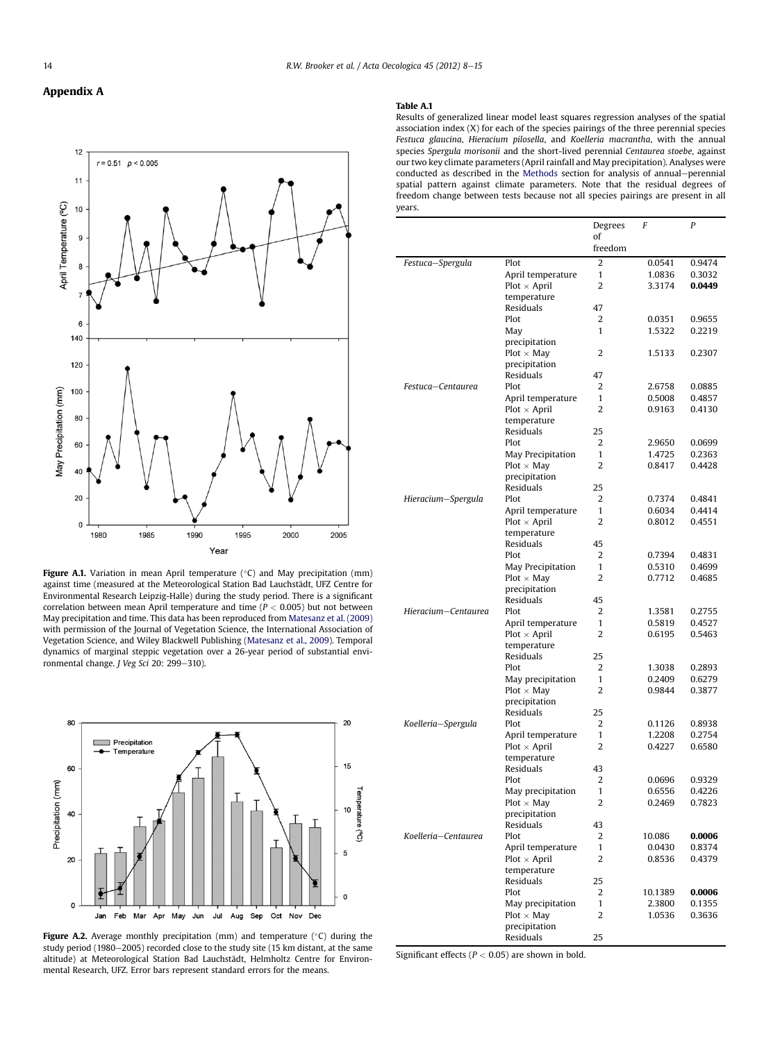# Appendix A

**Figure A.1.** Variation in mean April temperature (°C) and May precipitation (mm) against time (measured at the Meteorological Station Bad Lauchstädt, UFZ Centre for Environmental Research Leipzig-Halle) during the study period. There is a significant correlation between mean April temperature and time ($P < 0.005$) but not between May precipitation and time. This data has been reproduced from Matesanz et al. (2009) with permission of the Journal of Vegetation Science, the International Association of Vegetation Science, and Wiley Blackwell Publishing (Matesanz et al., 2009). Temporal dynamics of marginal steppic vegetation over a 26-year period of substantial environmental change. *J Veg Sci* 20: 299–310).

**Figure A.2.** Average monthly precipitation (mm) and temperature (°C) during the study period (1980–2005) recorded close to the study site (15 km distant, at the same altitude) at Meteorological Station Bad Lauchstädt, Helmholtz Centre for Environmental Research, UFZ. Error bars represent standard errors for the means.

**Table A.1**
Results of generalized linear model least squares regression analyses of the spatial association index (X) for each of the species pairings of the three perennial species *Festuca glaucina*, *Hieracium pilosella*, and *Koelleria macrantha*, with the annual species *Spergula morisonii* and the short-lived perennial *Centaurea stoebe*, against our two key climate parameters (April rainfall and May precipitation). Analyses were conducted as described in the Methods section for analysis of annual–perennial spatial pattern against climate parameters. Note that the residual degrees of freedom change between tests because not all species pairings are present in all years.

| | | Degrees of freedom | *F* | *P* |
|---|---|---|---|---|
| *Festuca–Spergula* | Plot | 2 | 0.0541 | 0.9474 |
| | April temperature | 1 | 1.0836 | 0.3032 |
| | Plot × April temperature | 2 | 3.3174 | **0.0449** |
| | Residuals | 47 | | |
| | Plot | 2 | 0.0351 | 0.9655 |
| | May precipitation | 1 | 1.5322 | 0.2219 |
| | Plot × May precipitation | 2 | 1.5133 | 0.2307 |
| | Residuals | 47 | | |
| *Festuca–Centaurea* | Plot | 2 | 2.6758 | 0.0885 |
| | April temperature | 1 | 0.5008 | 0.4857 |
| | Plot × April temperature | 2 | 0.9163 | 0.4130 |
| | Residuals | 25 | | |
| | Plot | 2 | 2.9650 | 0.0699 |
| | May Precipitation | 1 | 1.4725 | 0.2363 |
| | Plot × May precipitation | 2 | 0.8417 | 0.4428 |
| | Residuals | 25 | | |
| *Hieracium–Spergula* | Plot | 2 | 0.7374 | 0.4841 |
| | April temperature | 1 | 0.6034 | 0.4414 |
| | Plot × April temperature | 2 | 0.8012 | 0.4551 |
| | Residuals | 45 | | |
| | Plot | 2 | 0.7394 | 0.4831 |
| | May Precipitation | 1 | 0.5310 | 0.4699 |
| | Plot × May precipitation | 2 | 0.7712 | 0.4685 |
| | Residuals | 45 | | |
| *Hieracium–Centaurea* | Plot | 2 | 1.3581 | 0.2755 |
| | April temperature | 1 | 0.5819 | 0.4527 |
| | Plot × April temperature | 2 | 0.6195 | 0.5463 |
| | Residuals | 25 | | |
| | Plot | 2 | 1.3038 | 0.2893 |
| | May precipitation | 1 | 0.2409 | 0.6279 |
| | Plot × May precipitation | 2 | 0.9844 | 0.3877 |
| | Residuals | 25 | | |
| *Koelleria–Spergula* | Plot | 2 | 0.1126 | 0.8938 |
| | April temperature | 1 | 1.2208 | 0.2754 |
| | Plot × April temperature | 2 | 0.4227 | 0.6580 |
| | Residuals | 43 | | |
| | Plot | 2 | 0.0696 | 0.9329 |
| | May precipitation | 1 | 0.6556 | 0.4226 |
| | Plot × May precipitation | 2 | 0.2469 | 0.7823 |
| | Residuals | 43 | | |
| *Koelleria–Centaurea* | Plot | 2 | 10.086 | **0.0006** |
| | April temperature | 1 | 0.0430 | 0.8374 |
| | Plot × April temperature | 2 | 0.8536 | 0.4379 |
| | Residuals | 25 | | |
| | Plot | 2 | 10.1389 | **0.0006** |
| | May precipitation | 1 | 2.3800 | 0.1355 |
| | Plot × May precipitation | 2 | 1.0536 | 0.3636 |
| | Residuals | 25 | | |

Significant effects ($P < 0.05$) are shown in bold.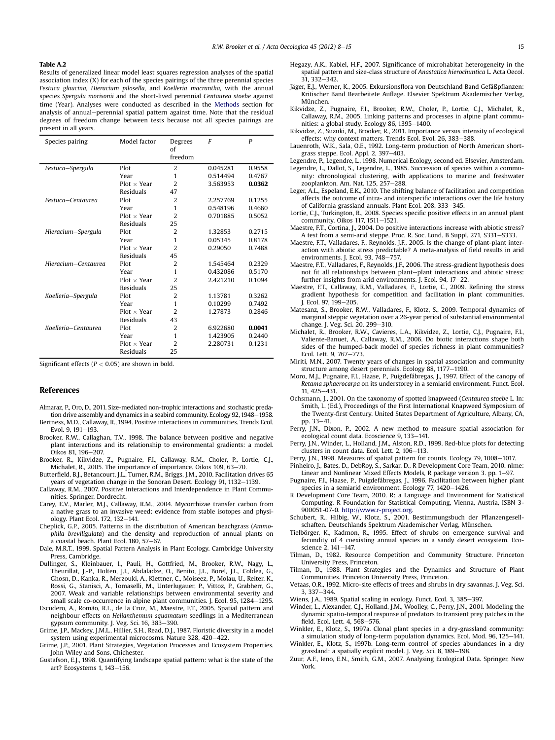**Table A.2**

Results of generalized linear model least squares regression analyses of the spatial association index (X) for each of the species pairings of the three perennial species *Festuca glaucina*, *Hieracium pilosella*, and *Koelleria macrantha*, with the annual species *Spergula morisonii* and the short-lived perennial *Centaurea stoebe* against time (Year). Analyses were conducted as described in the Methods section for analysis of annual–perennial spatial pattern against time. Note that the residual degrees of freedom change between tests because not all species pairings are present in all years.

| Species pairing | Model factor | Degrees of freedom | F | P |
|---|---|---|---|---|
| *Festuca–Spergula* | Plot | 2 | 0.045281 | 0.9558 |
| | Year | 1 | 0.514494 | 0.4767 |
| | Plot × Year | 2 | 3.563953 | **0.0362** |
| | Residuals | 47 | | |
| *Festuca–Centaurea* | Plot | 2 | 2.257769 | 0.1255 |
| | Year | 1 | 0.548196 | 0.4660 |
| | Plot × Year | 2 | 0.701885 | 0.5052 |
| | Residuals | 25 | | |
| *Hieracium–Spergula* | Plot | 2 | 1.32853 | 0.2715 |
| | Year | 1 | 0.05345 | 0.8178 |
| | Plot × Year | 2 | 0.29050 | 0.7488 |
| | Residuals | 45 | | |
| *Hieracium–Centaurea* | Plot | 2 | 1.545464 | 0.2329 |
| | Year | 1 | 0.432086 | 0.5170 |
| | Plot × Year | 2 | 2.421210 | 0.1094 |
| | Residuals | 25 | | |
| *Koelleria–Spergula* | Plot | 2 | 1.13781 | 0.3262 |
| | Year | 1 | 0.10299 | 0.7492 |
| | Plot × Year | 2 | 1.27873 | 0.2846 |
| | Residuals | 43 | | |
| *Koelleria–Centaurea* | Plot | 2 | 6.922680 | **0.0041** |
| | Year | 1 | 1.423905 | 0.2440 |
| | Plot × Year | 2 | 2.280731 | 0.1231 |
| | Residuals | 25 | | |

Significant effects ($P < 0.05$) are shown in bold.

## References

Almaraz, P., Oro, D., 2011. Size-mediated non-trophic interactions and stochastic predation drive assembly and dynamics in a seabird community. Ecology 92, 1948–1958.

Bertness, M.D., Callaway, R., 1994. Positive interactions in communities. Trends Ecol. Evol. 9, 191–193.

Brooker, R.W., Callaghan, T.V., 1998. The balance between positive and negative plant interactions and its relationship to environmental gradients: a model. Oikos 81, 196–207.

Brooker, R., Kikvidze, Z., Pugnaire, F.I., Callaway, R.M., Choler, P., Lortie, C.J., Michalet, R., 2005. The importance of importance. Oikos 109, 63–70.

Butterfield, B.J., Betancourt, J.L., Turner, R.M., Briggs, J.M., 2010. Facilitation drives 65 years of vegetation change in the Sonoran Desert. Ecology 91, 1132–1139.

Callaway, R.M., 2007. Positive Interactions and Interdependence in Plant Communities. Springer, Dordrecht.

Carey, E.V., Marler, M.J., Callaway, R.M., 2004. Mycorrhizae transfer carbon from a native grass to an invasive weed: evidence from stable isotopes and physiology. Plant Ecol. 172, 132–141.

Cheplick, G.P., 2005. Patterns in the distribution of American beachgrass (*Ammophila breviligulata*) and the density and reproduction of annual plants on a coastal beach. Plant Ecol. 180, 57–67.

Dale, M.R.T., 1999. Spatial Pattern Analysis in Plant Ecology. Cambridge University Press, Cambridge.

Dullinger, S., Kleinbauer, I., Pauli, H., Gottfried, M., Brooker, R.W., Nagy, L., Theurillat, J.-P., Holten, J.I., Abdaladze, O., Benito, J.L., Borel, J.L., Coldea, G., Ghosn, D., Kanka, R., Merzouki, A., Klettner, C., Moiseez, P., Molau, U., Reiter, K., Rossi, G., Stanisci, A., Tomaselli, M., Unterlugauer, P., Vittoz, P., Grabherr, G., 2007. Weak and variable relationships between environmental severity and small scale co-occurrence in alpine plant communities. J. Ecol. 95, 1284–1295.

Escudero, A., Romão, R.L., de la Cruz, M., Maestre, F.T., 2005. Spatial pattern and neighbour effects on *Helianthemum squamatum* seedlings in a Mediterranean gypsum community. J. Veg. Sci. 16, 383–390.

Grime, J.P., Mackey, J.M.L., Hillier, S.H., Read, D.J., 1987. Floristic diversity in a model system using experimental microcosms. Nature 328, 420–422.

Grime, J.P., 2001. Plant Strategies, Vegetation Processes and Ecosystem Properties. John Wiley and Sons, Chichester.

Gustafson, E.J., 1998. Quantifying landscape spatial pattern: what is the state of the art? Ecosystems 1, 143–156.

Hegazy, A.K., Kabiel, H.F., 2007. Significance of microhabitat heterogeneity in the spatial pattern and size-class structure of *Anastatica hierochuntica* L. Acta Oecol. 31, 332–342.

Jäger, E.J., Werner, K., 2005. Exkursionsflora von Deutschland Band Gefäßpflanzen: Kritischer Band Bearbeitete Auflage. Elsevier Spektrum Akademischer Verlag, München.

Kikvidze, Z., Pugnaire, F.I., Brooker, R.W., Choler, P., Lortie, C.J., Michalet, R., Callaway, R.M., 2005. Linking patterns and processes in alpine plant communities: a global study. Ecology 86, 1395–1400.

Kikvidze, Z., Suzuki, M., Brooker, R., 2011. Importance versus intensity of ecological effects: why context matters. Trends Ecol. Evol. 26, 383–388.

Lauenroth, W.K., Sala, O.E., 1992. Long-term production of North American shortgrass steppe. Ecol. Appl. 2, 397–403.

Legendre, P., Legendre, L., 1998. Numerical Ecology, second ed. Elsevier, Amsterdam.

Legendre, L., Dallot, S., Legendre, L., 1985. Succession of species within a community: chronological clustering, with applications to marine and freshwater zooplankton. Am. Nat. 125, 257–288.

Leger, A.L., Espeland, E.K., 2010. The shifting balance of facilitation and competition affects the outcome of intra- and interspecific interactions over the life history of California grassland annuals. Plant Ecol. 208, 333–345.

Lortie, C.J., Turkington, R., 2008. Species specific positive effects in an annual plant community. Oikos 117, 1511–1521.

Maestre, F.T., Cortina, J., 2004. Do positive interactions increase with abiotic stress? A test from a semi-arid steppe. Proc. R. Soc. Lond. B Suppl. 271, S331–S333.

Maestre, F.T., Valladares, F., Reynolds, J.F., 2005. Is the change of plant-plant interaction with abiotic stress predictable? A meta-analysis of field results in arid environments. J. Ecol. 93, 748–757.

Maestre, F.T., Valladares, F., Reynolds, J.F., 2006. The stress-gradient hypothesis does not fit all relationships between plant–plant interactions and abiotic stress: further insights from arid environments. J. Ecol. 94, 17–22.

Maestre, F.T., Callaway, R.M., Valladares, F., Lortie, C., 2009. Refining the stress gradient hypothesis for competition and facilitation in plant communities. J. Ecol. 97, 199–205.

Matesanz, S., Brooker, R.W., Valladares, F., Klotz, S., 2009. Temporal dynamics of marginal steppic vegetation over a 26-year period of substantial environmental change. J. Veg. Sci. 20, 299–310.

Michalet, R., Brooker, R.W., Cavieres, L.A., Kikvidze, Z., Lortie, C.J., Pugnaire, F.I., Valiente-Banuet, A., Callaway, R.M., 2006. Do biotic interactions shape both sides of the humped-back model of species richness in plant communities? Ecol. Lett. 9, 767–773.

Miriti, M.N., 2007. Twenty years of changes in spatial association and community structure among desert perennials. Ecology 88, 1177–1190.

Moro, M.J., Pugnaire, F.I., Haase, P., Puigdefábregas, J., 1997. Effect of the canopy of *Retama sphaerocarpa* on its understorey in a semiarid environment. Funct. Ecol. 11, 425–431.

Ochsmann, J., 2001. On the taxonomy of spotted knapweed (*Centaurea stoebe* L. In: Smith, L. (Ed.), Proceedings of the First International Knapweed Symposium of the Twenty-first Century. United States Department of Agriculture, Albany, CA, pp. 33–41.

Perry, J.N., Dixon, P., 2002. A new method to measure spatial association for ecological count data. Ecoscience 9, 133–141.

Perry, J.N., Winder, L., Holland, J.M., Alston, R.D., 1999. Red-blue plots for detecting clusters in count data. Ecol. Lett. 2, 106–113.

Perry, J.N., 1998. Measures of spatial pattern for counts. Ecology 79, 1008–1017.

Pinheiro, J., Bates, D., DebRoy, S., Sarkar, D., R Development Core Team, 2010. nlme: Linear and Nonlinear Mixed Effects Models, R package version 3. pp. 1–97.

Pugnaire, F.I., Haase, P., Puigdefábregas, J., 1996. Facilitation between higher plant species in a semiarid environment. Ecology 77, 1420–1426.

R Development Core Team, 2010. R: a Language and Environment for Statistical Computing. R Foundation for Statistical Computing, Vienna, Austria, ISBN 3-900051-07-0. http://www.r-project.org.

Schubert, R., Hilbig, W., Klotz, S., 2001. Bestimmungsbuch der Pflanzengesellschaften. Deutschlands Spektrum Akademischer Verlag, München.

Tielbörger, K., Kadmon, R., 1995. Effect of shrubs on emergence survival and fecundity of 4 coexisting annual species in a sandy desert ecosystem. Ecoscience 2, 141–147.

Tilman, D., 1982. Resource Competition and Community Structure. Princeton University Press, Princeton.

Tilman, D., 1988. Plant Strategies and the Dynamics and Structure of Plant Communities. Princeton University Press, Princeton.

Vetaas, O.R., 1992. Micro-site effects of trees and shrubs in dry savannas. J. Veg. Sci. 3, 337–344.

Wiens, J.A., 1989. Spatial scaling in ecology. Funct. Ecol. 3, 385–397.

Winder, L., Alexander, C.J., Holland, J.M., Woolley, C., Perry, J.N., 2001. Modeling the dynamic spatio-temporal response of predators to transient prey patches in the field. Ecol. Lett. 4, 568–576.

Winkler, E., Klotz, S., 1997a. Clonal plant species in a dry-grassland community: a simulation study of long-term population dynamics. Ecol. Mod. 96, 125–141.

Winkler, E., Klotz, S., 1997b. Long-term control of species abundances in a dry grassland: a spatially explicit model. J. Veg. Sci. 8, 189–198.

Zuur, A.F., Ieno, E.N., Smith, G.M., 2007. Analysing Ecological Data. Springer, New York.